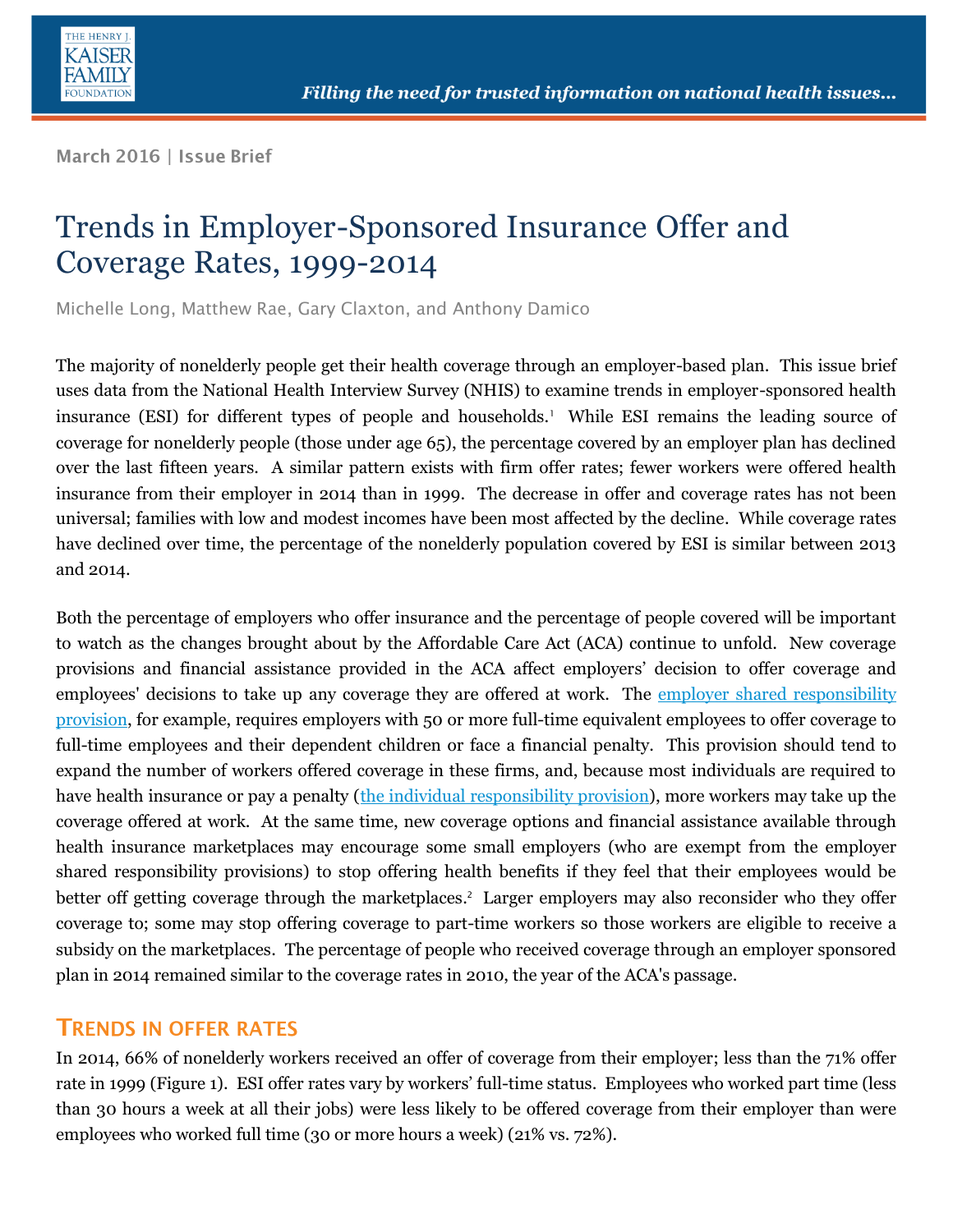March 2016 | Issue Brief

# Trends in Employer-Sponsored Insurance Offer and Coverage Rates, 1999-2014

Michelle Long, Matthew Rae, Gary Claxton, and Anthony Damico

The majority of nonelderly people get their health coverage through an employer-based plan. This issue brief uses data from the National Health Interview Survey (NHIS) to examine trends in employer-sponsored health insurance (ESI) for different types of people and households.[1] While ESI remains the leading source of coverage for nonelderly people (those under age 65), the percentage covered by an employer plan has declined over the last fifteen years. A similar pattern exists with firm offer rates; fewer workers were offered health insurance from their employer in 2014 than in 1999. The decrease in offer and coverage rates has not been universal; families with low and modest incomes have been most affected by the decline. While coverage rates have declined over time, the percentage of the nonelderly population covered by ESI is similar between 2013 and 2014.

Both the percentage of employers who offer insurance and the percentage of people covered will be important to watch as the changes brought about by the Affordable Care Act (ACA) continue to unfold. New coverage provisions and financial assistance provided in the ACA affect employers' decision to offer coverage and employees' decisions to take up any coverage they are offered at work. The employer shared responsibility provision, for example, requires employers with 50 or more full-time equivalent employees to offer coverage to full-time employees and their dependent children or face a financial penalty. This provision should tend to expand the number of workers offered coverage in these firms, and, because most individuals are required to have health insurance or pay a penalty (the individual responsibility provision), more workers may take up the coverage offered at work. At the same time, new coverage options and financial assistance available through health insurance marketplaces may encourage some small employers (who are exempt from the employer shared responsibility provisions) to stop offering health benefits if they feel that their employees would be better off getting coverage through the marketplaces.[2] Larger employers may also reconsider who they offer coverage to; some may stop offering coverage to part-time workers so those workers are eligible to receive a subsidy on the marketplaces. The percentage of people who received coverage through an employer sponsored plan in 2014 remained similar to the coverage rates in 2010, the year of the ACA's passage.

## Trends in Offer Rates

In 2014, 66% of nonelderly workers received an offer of coverage from their employer; less than the 71% offer rate in 1999 (Figure 1). ESI offer rates vary by workers' full-time status. Employees who worked part time (less than 30 hours a week at all their jobs) were less likely to be offered coverage from their employer than were employees who worked full time (30 or more hours a week) (21% vs. 72%).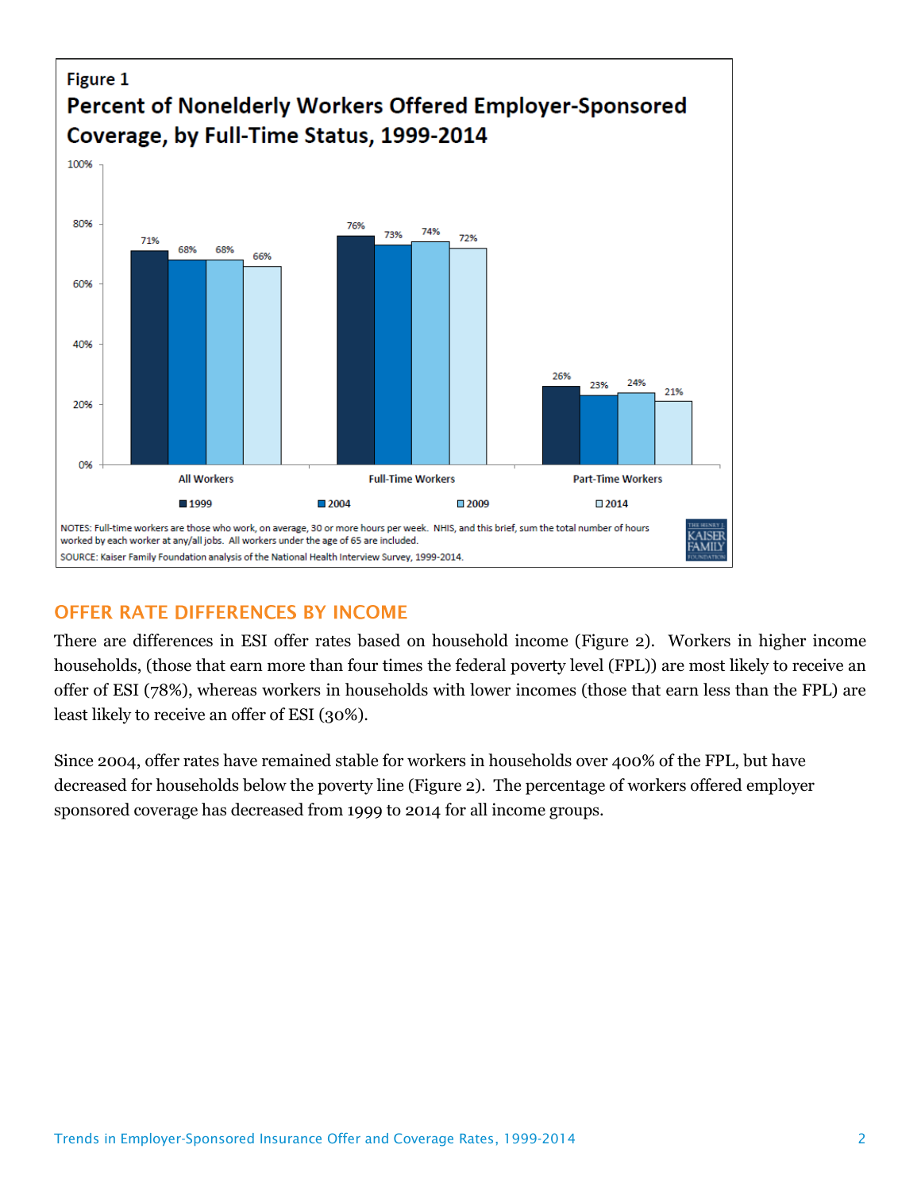**Figure 1**

**Percent of Nonelderly Workers Offered Employer-Sponsored Coverage, by Full-Time Status, 1999-2014**

| | 1999 | 2004 | 2009 | 2014 |
|---|---|---|---|---|
| All Workers | 71% | 68% | 68% | 66% |
| Full-Time Workers | 76% | 73% | 74% | 72% |
| Part-Time Workers | 26% | 23% | 24% | 21% |

NOTES: Full-time workers are those who work, on average, 30 or more hours per week. NHIS, and this brief, sum the total number of hours worked by each worker at any/all jobs. All workers under the age of 65 are included.

SOURCE: Kaiser Family Foundation analysis of the National Health Interview Survey, 1999-2014.

## OFFER RATE DIFFERENCES BY INCOME

There are differences in ESI offer rates based on household income (Figure 2). Workers in higher income households, (those that earn more than four times the federal poverty level (FPL)) are most likely to receive an offer of ESI (78%), whereas workers in households with lower incomes (those that earn less than the FPL) are least likely to receive an offer of ESI (30%).

Since 2004, offer rates have remained stable for workers in households over 400% of the FPL, but have decreased for households below the poverty line (Figure 2). The percentage of workers offered employer sponsored coverage has decreased from 1999 to 2014 for all income groups.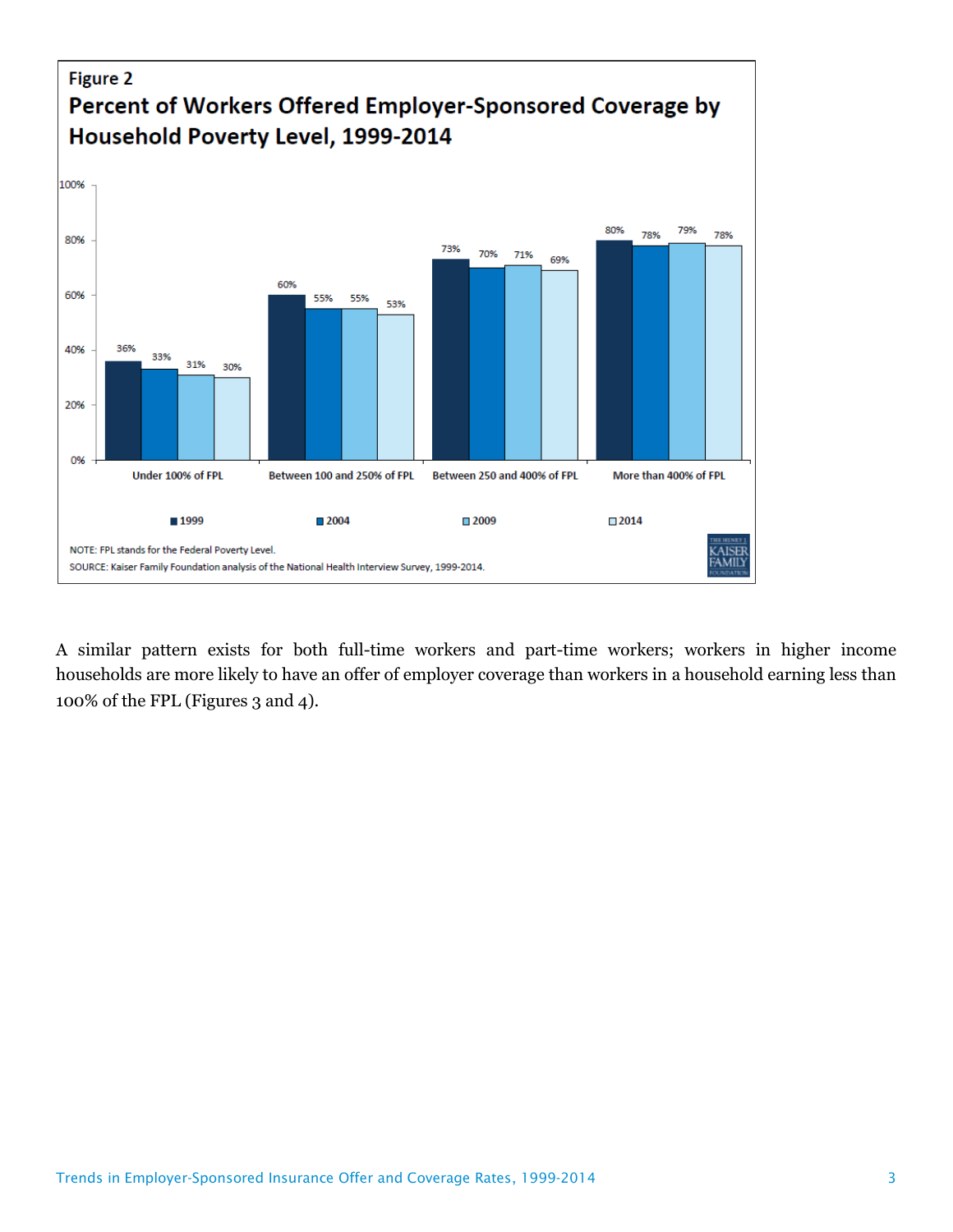Figure 2

**Percent of Workers Offered Employer-Sponsored Coverage by Household Poverty Level, 1999-2014**

| | 1999 | 2004 | 2009 | 2014 |
|---|---|---|---|---|
| Under 100% of FPL | 36% | 33% | 31% | 30% |
| Between 100 and 250% of FPL | 60% | 55% | 55% | 53% |
| Between 250 and 400% of FPL | 73% | 70% | 71% | 69% |
| More than 400% of FPL | 80% | 78% | 79% | 78% |

NOTE: FPL stands for the Federal Poverty Level.
SOURCE: Kaiser Family Foundation analysis of the National Health Interview Survey, 1999-2014.

A similar pattern exists for both full-time workers and part-time workers; workers in higher income households are more likely to have an offer of employer coverage than workers in a household earning less than 100% of the FPL (Figures 3 and 4).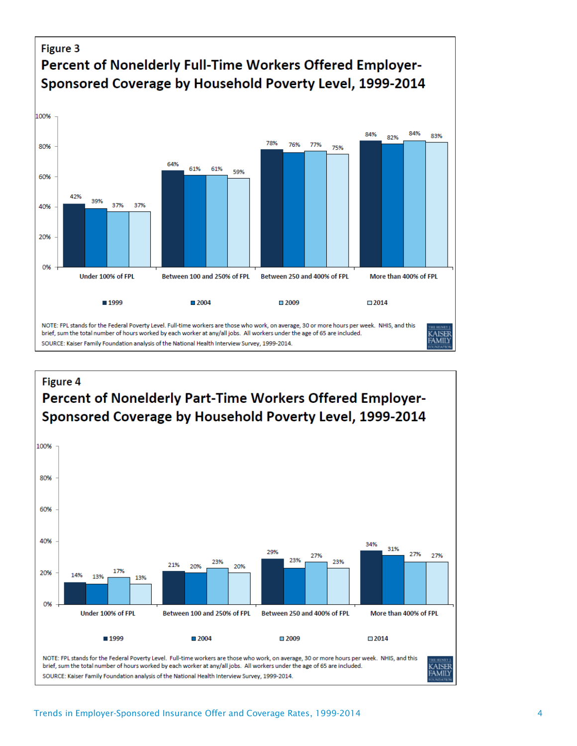Figure 3

## Percent of Nonelderly Full-Time Workers Offered Employer-Sponsored Coverage by Household Poverty Level, 1999-2014

| | 1999 | 2004 | 2009 | 2014 |
|---|---|---|---|---|
| Under 100% of FPL | 42% | 39% | 37% | 37% |
| Between 100 and 250% of FPL | 64% | 61% | 61% | 59% |
| Between 250 and 400% of FPL | 78% | 76% | 77% | 75% |
| More than 400% of FPL | 84% | 82% | 84% | 83% |

NOTE: FPL stands for the Federal Poverty Level. Full-time workers are those who work, on average, 30 or more hours per week. NHIS, and this brief, sum the total number of hours worked by each worker at any/all jobs. All workers under the age of 65 are included.
SOURCE: Kaiser Family Foundation analysis of the National Health Interview Survey, 1999-2014.

Figure 4

## Percent of Nonelderly Part-Time Workers Offered Employer-Sponsored Coverage by Household Poverty Level, 1999-2014

| | 1999 | 2004 | 2009 | 2014 |
|---|---|---|---|---|
| Under 100% of FPL | 14% | 13% | 17% | 13% |
| Between 100 and 250% of FPL | 21% | 20% | 23% | 20% |
| Between 250 and 400% of FPL | 29% | 23% | 27% | 23% |
| More than 400% of FPL | 34% | 31% | 27% | 27% |

NOTE: FPL stands for the Federal Poverty Level. Full-time workers are those who work, on average, 30 or more hours per week. NHIS, and this brief, sum the total number of hours worked by each worker at any/all jobs. All workers under the age of 65 are included.
SOURCE: Kaiser Family Foundation analysis of the National Health Interview Survey, 1999-2014.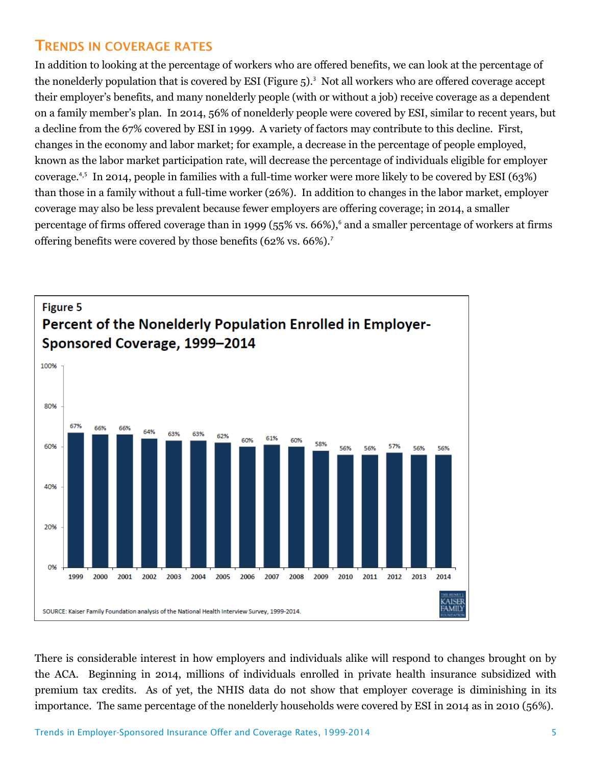## Trends in coverage rates

In addition to looking at the percentage of workers who are offered benefits, we can look at the percentage of the nonelderly population that is covered by ESI (Figure 5).[3] Not all workers who are offered coverage accept their employer's benefits, and many nonelderly people (with or without a job) receive coverage as a dependent on a family member's plan. In 2014, 56% of nonelderly people were covered by ESI, similar to recent years, but a decline from the 67% covered by ESI in 1999. A variety of factors may contribute to this decline. First, changes in the economy and labor market; for example, a decrease in the percentage of people employed, known as the labor market participation rate, will decrease the percentage of individuals eligible for employer coverage.[4,5] In 2014, people in families with a full-time worker were more likely to be covered by ESI (63%) than those in a family without a full-time worker (26%). In addition to changes in the labor market, employer coverage may also be less prevalent because fewer employers are offering coverage; in 2014, a smaller percentage of firms offered coverage than in 1999 (55% vs. 66%),[6] and a smaller percentage of workers at firms offering benefits were covered by those benefits (62% vs. 66%).[7]

**Figure 5**

**Percent of the Nonelderly Population Enrolled in Employer-Sponsored Coverage, 1999–2014**

| Year | Percent |
|---|---|
| 1999 | 67% |
| 2000 | 66% |
| 2001 | 66% |
| 2002 | 64% |
| 2003 | 63% |
| 2004 | 63% |
| 2005 | 62% |
| 2006 | 60% |
| 2007 | 61% |
| 2008 | 60% |
| 2009 | 58% |
| 2010 | 56% |
| 2011 | 56% |
| 2012 | 57% |
| 2013 | 56% |
| 2014 | 56% |

SOURCE: Kaiser Family Foundation analysis of the National Health Interview Survey, 1999-2014.

There is considerable interest in how employers and individuals alike will respond to changes brought on by the ACA. Beginning in 2014, millions of individuals enrolled in private health insurance subsidized with premium tax credits. As of yet, the NHIS data do not show that employer coverage is diminishing in its importance. The same percentage of the nonelderly households were covered by ESI in 2014 as in 2010 (56%).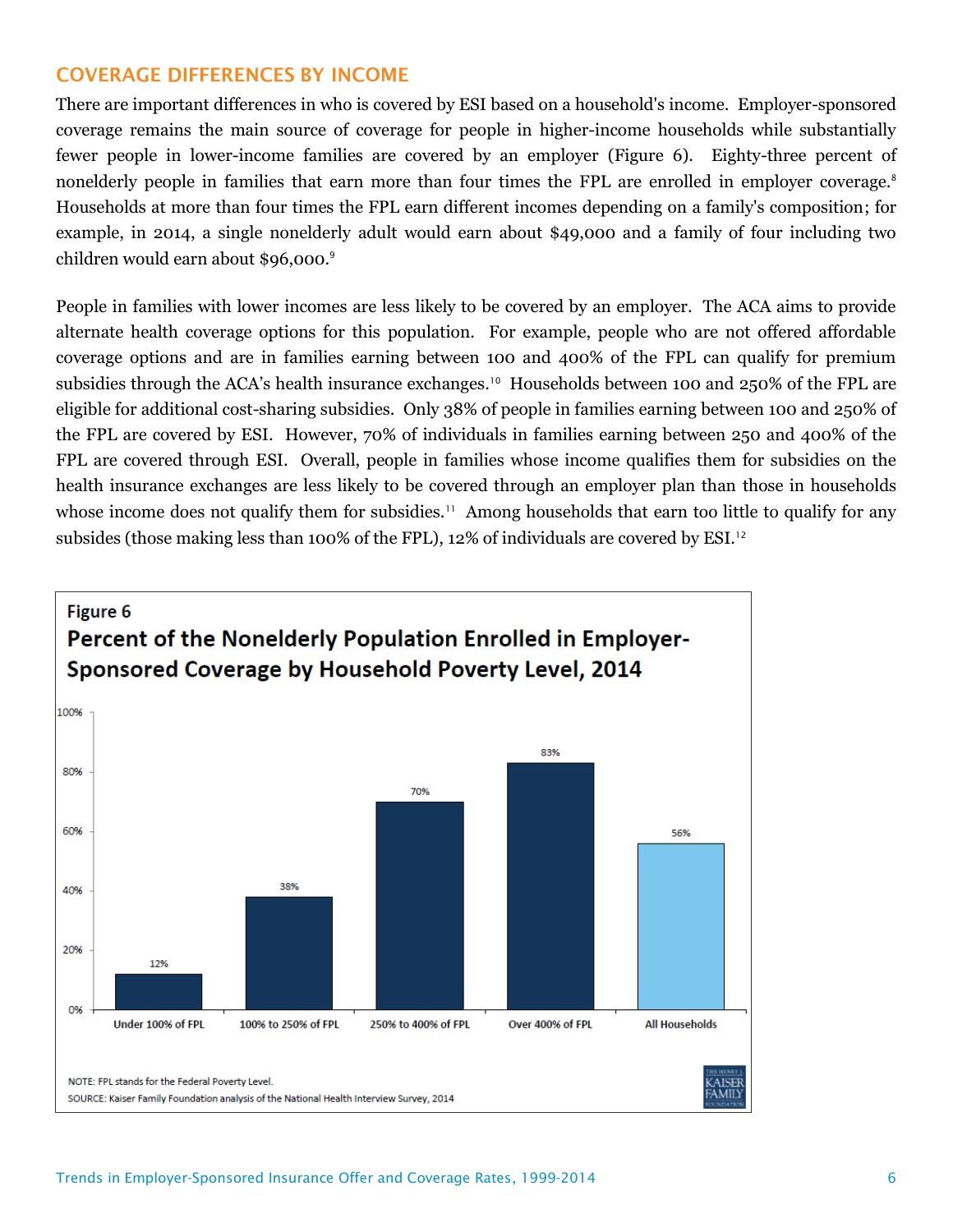## COVERAGE DIFFERENCES BY INCOME

There are important differences in who is covered by ESI based on a household's income. Employer-sponsored coverage remains the main source of coverage for people in higher-income households while substantially fewer people in lower-income families are covered by an employer (Figure 6). Eighty-three percent of nonelderly people in families that earn more than four times the FPL are enrolled in employer coverage.[8] Households at more than four times the FPL earn different incomes depending on a family's composition; for example, in 2014, a single nonelderly adult would earn about $49,000 and a family of four including two children would earn about $96,000.[9]

People in families with lower incomes are less likely to be covered by an employer. The ACA aims to provide alternate health coverage options for this population. For example, people who are not offered affordable coverage options and are in families earning between 100 and 400% of the FPL can qualify for premium subsidies through the ACA's health insurance exchanges.[10] Households between 100 and 250% of the FPL are eligible for additional cost-sharing subsidies. Only 38% of people in families earning between 100 and 250% of the FPL are covered by ESI. However, 70% of individuals in families earning between 250 and 400% of the FPL are covered through ESI. Overall, people in families whose income qualifies them for subsidies on the health insurance exchanges are less likely to be covered through an employer plan than those in households whose income does not qualify them for subsidies.[11] Among households that earn too little to qualify for any subsides (those making less than 100% of the FPL), 12% of individuals are covered by ESI.[12]

**Figure 6**

**Percent of the Nonelderly Population Enrolled in Employer-Sponsored Coverage by Household Poverty Level, 2014**

| Household Poverty Level | Percent |
|---|---|
| Under 100% of FPL | 12% |
| 100% to 250% of FPL | 38% |
| 250% to 400% of FPL | 70% |
| Over 400% of FPL | 83% |
| All Households | 56% |

NOTE: FPL stands for the Federal Poverty Level.
SOURCE: Kaiser Family Foundation analysis of the National Health Interview Survey, 2014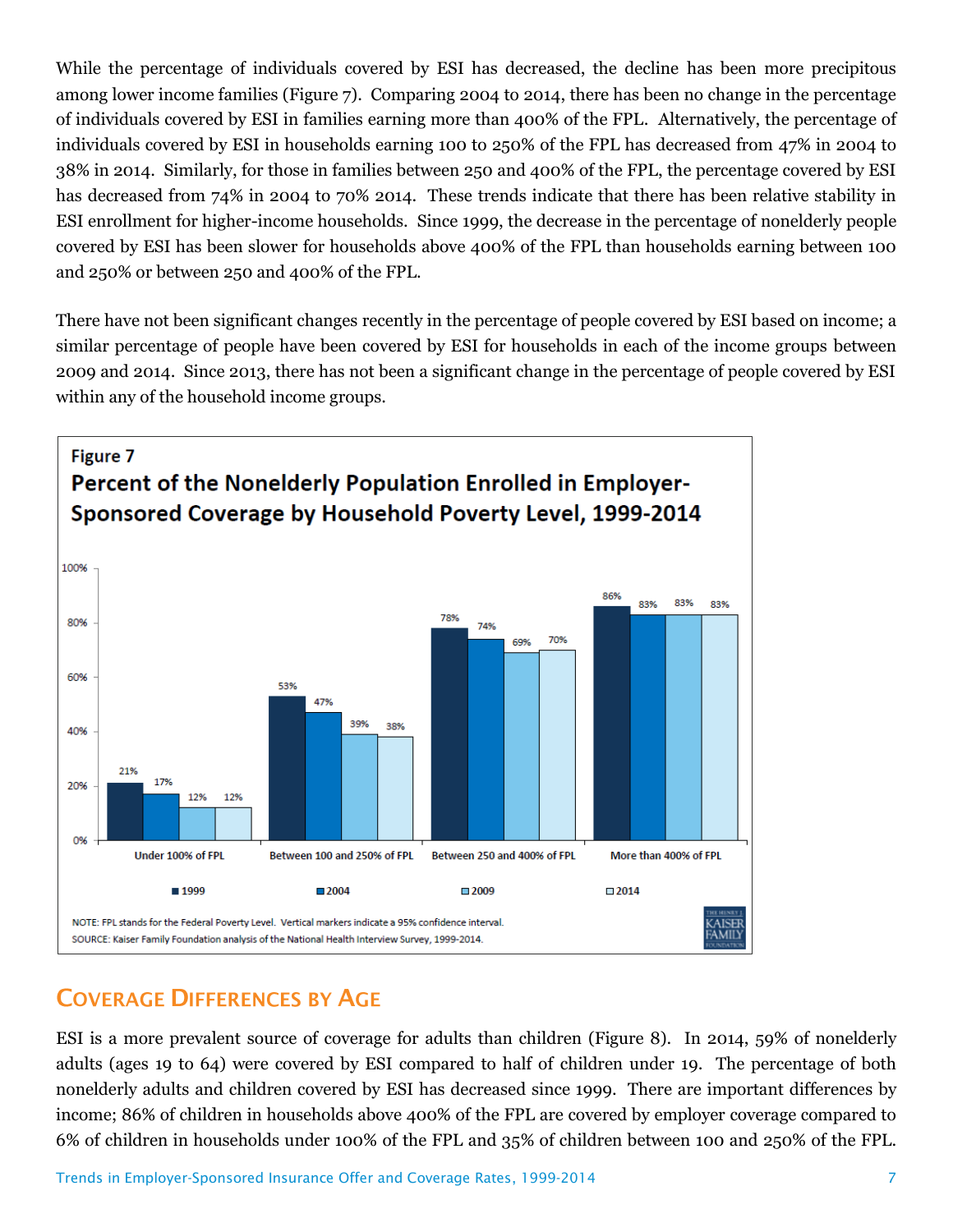While the percentage of individuals covered by ESI has decreased, the decline has been more precipitous among lower income families (Figure 7). Comparing 2004 to 2014, there has been no change in the percentage of individuals covered by ESI in families earning more than 400% of the FPL. Alternatively, the percentage of individuals covered by ESI in households earning 100 to 250% of the FPL has decreased from 47% in 2004 to 38% in 2014. Similarly, for those in families between 250 and 400% of the FPL, the percentage covered by ESI has decreased from 74% in 2004 to 70% 2014. These trends indicate that there has been relative stability in ESI enrollment for higher-income households. Since 1999, the decrease in the percentage of nonelderly people covered by ESI has been slower for households above 400% of the FPL than households earning between 100 and 250% or between 250 and 400% of the FPL.

There have not been significant changes recently in the percentage of people covered by ESI based on income; a similar percentage of people have been covered by ESI for households in each of the income groups between 2009 and 2014. Since 2013, there has not been a significant change in the percentage of people covered by ESI within any of the household income groups.

**Figure 7**

**Percent of the Nonelderly Population Enrolled in Employer-Sponsored Coverage by Household Poverty Level, 1999-2014**

| | 1999 | 2004 | 2009 | 2014 |
|---|---|---|---|---|
| Under 100% of FPL | 21% | 17% | 12% | 12% |
| Between 100 and 250% of FPL | 53% | 47% | 39% | 38% |
| Between 250 and 400% of FPL | 78% | 74% | 69% | 70% |
| More than 400% of FPL | 86% | 83% | 83% | 83% |

NOTE: FPL stands for the Federal Poverty Level. Vertical markers indicate a 95% confidence interval.
SOURCE: Kaiser Family Foundation analysis of the National Health Interview Survey, 1999-2014.

## Coverage Differences by Age

ESI is a more prevalent source of coverage for adults than children (Figure 8). In 2014, 59% of nonelderly adults (ages 19 to 64) were covered by ESI compared to half of children under 19. The percentage of both nonelderly adults and children covered by ESI has decreased since 1999. There are important differences by income; 86% of children in households above 400% of the FPL are covered by employer coverage compared to 6% of children in households under 100% of the FPL and 35% of children between 100 and 250% of the FPL.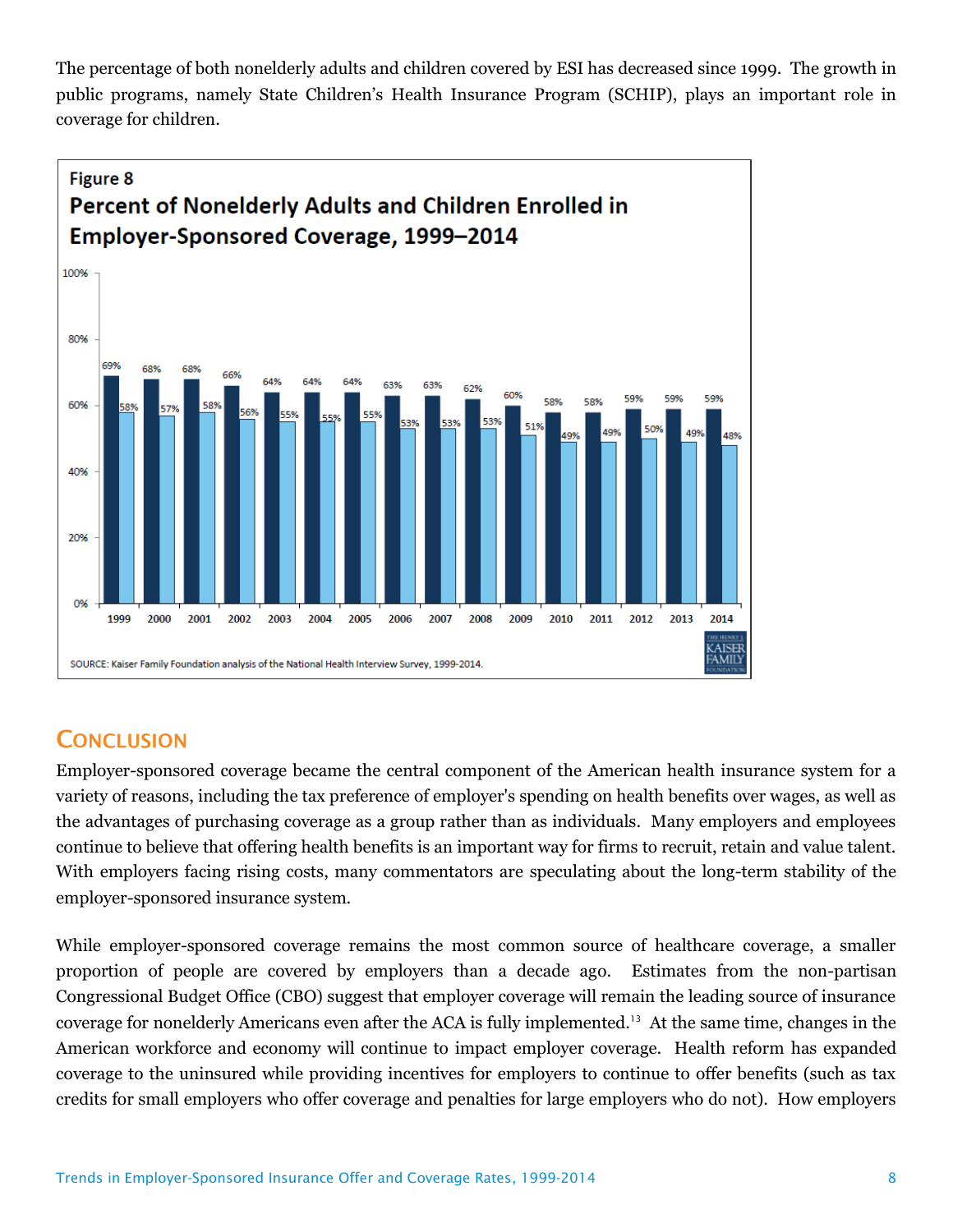The percentage of both nonelderly adults and children covered by ESI has decreased since 1999. The growth in public programs, namely State Children's Health Insurance Program (SCHIP), plays an important role in coverage for children.

**Figure 8**

**Percent of Nonelderly Adults and Children Enrolled in Employer-Sponsored Coverage, 1999–2014**

| Year | Adults | Children |
|---|---|---|
| 1999 | 69% | 58% |
| 2000 | 68% | 57% |
| 2001 | 68% | 58% |
| 2002 | 66% | 56% |
| 2003 | 64% | 55% |
| 2004 | 64% | 55% |
| 2005 | 64% | 55% |
| 2006 | 63% | 53% |
| 2007 | 63% | 53% |
| 2008 | 62% | 53% |
| 2009 | 60% | 51% |
| 2010 | 58% | 49% |
| 2011 | 58% | 49% |
| 2012 | 59% | 50% |
| 2013 | 59% | 49% |
| 2014 | 59% | 48% |

SOURCE: Kaiser Family Foundation analysis of the National Health Interview Survey, 1999-2014.

## Conclusion

Employer-sponsored coverage became the central component of the American health insurance system for a variety of reasons, including the tax preference of employer's spending on health benefits over wages, as well as the advantages of purchasing coverage as a group rather than as individuals. Many employers and employees continue to believe that offering health benefits is an important way for firms to recruit, retain and value talent. With employers facing rising costs, many commentators are speculating about the long-term stability of the employer-sponsored insurance system.

While employer-sponsored coverage remains the most common source of healthcare coverage, a smaller proportion of people are covered by employers than a decade ago. Estimates from the non-partisan Congressional Budget Office (CBO) suggest that employer coverage will remain the leading source of insurance coverage for nonelderly Americans even after the ACA is fully implemented.[13] At the same time, changes in the American workforce and economy will continue to impact employer coverage. Health reform has expanded coverage to the uninsured while providing incentives for employers to continue to offer benefits (such as tax credits for small employers who offer coverage and penalties for large employers who do not). How employers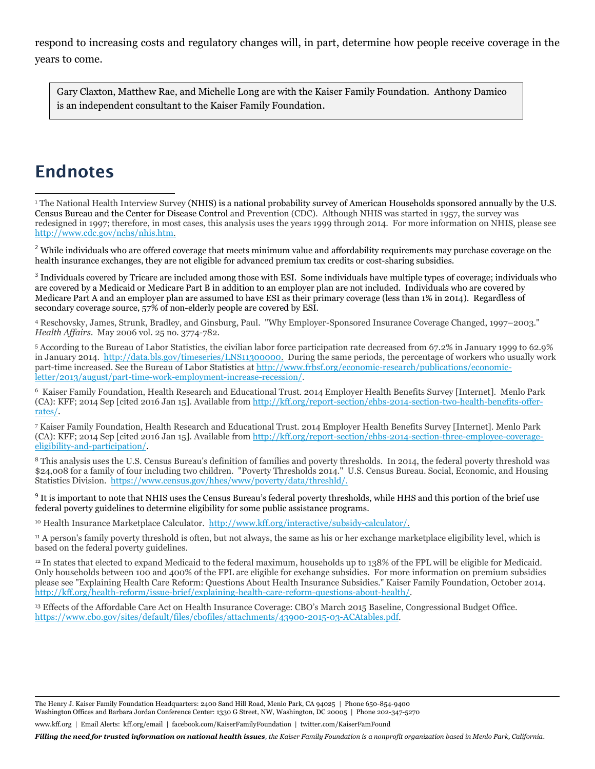respond to increasing costs and regulatory changes will, in part, determine how people receive coverage in the years to come.

Gary Claxton, Matthew Rae, and Michelle Long are with the Kaiser Family Foundation. Anthony Damico is an independent consultant to the Kaiser Family Foundation.

## Endnotes

[1] The National Health Interview Survey (NHIS) is a national probability survey of American Households sponsored annually by the U.S. Census Bureau and the Center for Disease Control and Prevention (CDC). Although NHIS was started in 1957, the survey was redesigned in 1997; therefore, in most cases, this analysis uses the years 1999 through 2014. For more information on NHIS, please see http://www.cdc.gov/nchs/nhis.htm.

[2] While individuals who are offered coverage that meets minimum value and affordability requirements may purchase coverage on the health insurance exchanges, they are not eligible for advanced premium tax credits or cost-sharing subsidies.

[3] Individuals covered by Tricare are included among those with ESI. Some individuals have multiple types of coverage; individuals who are covered by a Medicaid or Medicare Part B in addition to an employer plan are not included. Individuals who are covered by Medicare Part A and an employer plan are assumed to have ESI as their primary coverage (less than 1% in 2014). Regardless of secondary coverage source, 57% of non-elderly people are covered by ESI.

[4] Reschovsky, James, Strunk, Bradley, and Ginsburg, Paul. "Why Employer-Sponsored Insurance Coverage Changed, 1997–2003." *Health Affairs*. May 2006 vol. 25 no. 3774-782.

[5] According to the Bureau of Labor Statistics, the civilian labor force participation rate decreased from 67.2% in January 1999 to 62.9% in January 2014. http://data.bls.gov/timeseries/LNS11300000. During the same periods, the percentage of workers who usually work part-time increased. See the Bureau of Labor Statistics at http://www.frbsf.org/economic-research/publications/economic-letter/2013/august/part-time-work-employment-increase-recession/.

[6] Kaiser Family Foundation, Health Research and Educational Trust. 2014 Employer Health Benefits Survey [Internet]. Menlo Park (CA): KFF; 2014 Sep [cited 2016 Jan 15]. Available from http://kff.org/report-section/ehbs-2014-section-two-health-benefits-offer-rates/.

[7] Kaiser Family Foundation, Health Research and Educational Trust. 2014 Employer Health Benefits Survey [Internet]. Menlo Park (CA): KFF; 2014 Sep [cited 2016 Jan 15]. Available from http://kff.org/report-section/ehbs-2014-section-three-employee-coverage-eligibility-and-participation/.

[8] This analysis uses the U.S. Census Bureau's definition of families and poverty thresholds. In 2014, the federal poverty threshold was $24,008 for a family of four including two children. "Poverty Thresholds 2014." U.S. Census Bureau. Social, Economic, and Housing Statistics Division. https://www.census.gov/hhes/www/poverty/data/threshld/.

[9] It is important to note that NHIS uses the Census Bureau's federal poverty thresholds, while HHS and this portion of the brief use federal poverty guidelines to determine eligibility for some public assistance programs.

[10] Health Insurance Marketplace Calculator. http://www.kff.org/interactive/subsidy-calculator/.

[11] A person's family poverty threshold is often, but not always, the same as his or her exchange marketplace eligibility level, which is based on the federal poverty guidelines.

[12] In states that elected to expand Medicaid to the federal maximum, households up to 138% of the FPL will be eligible for Medicaid. Only households between 100 and 400% of the FPL are eligible for exchange subsidies. For more information on premium subsidies please see "Explaining Health Care Reform: Questions About Health Insurance Subsidies." Kaiser Family Foundation, October 2014. http://kff.org/health-reform/issue-brief/explaining-health-care-reform-questions-about-health/.

[13] Effects of the Affordable Care Act on Health Insurance Coverage: CBO's March 2015 Baseline, Congressional Budget Office. https://www.cbo.gov/sites/default/files/cbofiles/attachments/43900-2015-03-ACAtables.pdf.

The Henry J. Kaiser Family Foundation Headquarters: 2400 Sand Hill Road, Menlo Park, CA 94025 | Phone 650-854-9400
Washington Offices and Barbara Jordan Conference Center: 1330 G Street, NW, Washington, DC 20005 | Phone 202-347-5270

www.kff.org | Email Alerts: kff.org/email | facebook.com/KaiserFamilyFoundation | twitter.com/KaiserFamFound

***Filling the need for trusted information on national health issues****, the Kaiser Family Foundation is a nonprofit organization based in Menlo Park, California.*